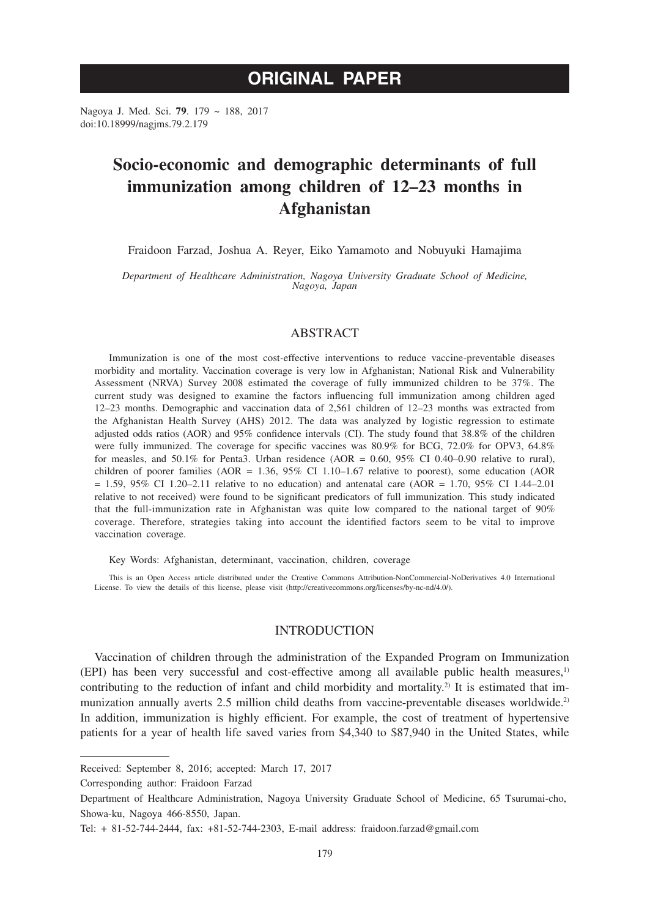# ORIGINAL PAPER

Nagoya J. Med. Sci. **79**. 179 ~ 188, 2017
doi:10.18999/nagjms.79.2.179

# Socio-economic and demographic determinants of full immunization among children of 12–23 months in Afghanistan

Fraidoon Farzad, Joshua A. Reyer, Eiko Yamamoto and Nobuyuki Hamajima

*Department of Healthcare Administration, Nagoya University Graduate School of Medicine, Nagoya, Japan*

## ABSTRACT

Immunization is one of the most cost-effective interventions to reduce vaccine-preventable diseases morbidity and mortality. Vaccination coverage is very low in Afghanistan; National Risk and Vulnerability Assessment (NRVA) Survey 2008 estimated the coverage of fully immunized children to be 37%. The current study was designed to examine the factors influencing full immunization among children aged 12–23 months. Demographic and vaccination data of 2,561 children of 12–23 months was extracted from the Afghanistan Health Survey (AHS) 2012. The data was analyzed by logistic regression to estimate adjusted odds ratios (AOR) and 95% confidence intervals (CI). The study found that 38.8% of the children were fully immunized. The coverage for specific vaccines was 80.9% for BCG, 72.0% for OPV3, 64.8% for measles, and 50.1% for Penta3. Urban residence (AOR = 0.60, 95% CI 0.40–0.90 relative to rural), children of poorer families (AOR = 1.36, 95% CI 1.10–1.67 relative to poorest), some education (AOR = 1.59, 95% CI 1.20–2.11 relative to no education) and antenatal care (AOR = 1.70, 95% CI 1.44–2.01 relative to not received) were found to be significant predicators of full immunization. This study indicated that the full-immunization rate in Afghanistan was quite low compared to the national target of 90% coverage. Therefore, strategies taking into account the identified factors seem to be vital to improve vaccination coverage.

Key Words: Afghanistan, determinant, vaccination, children, coverage

This is an Open Access article distributed under the Creative Commons Attribution-NonCommercial-NoDerivatives 4.0 International License. To view the details of this license, please visit (http://creativecommons.org/licenses/by-nc-nd/4.0/).

## INTRODUCTION

Vaccination of children through the administration of the Expanded Program on Immunization (EPI) has been very successful and cost-effective among all available public health measures,[1] contributing to the reduction of infant and child morbidity and mortality.[2] It is estimated that immunization annually averts 2.5 million child deaths from vaccine-preventable diseases worldwide.[2] In addition, immunization is highly efficient. For example, the cost of treatment of hypertensive patients for a year of health life saved varies from $4,340 to $87,940 in the United States, while

Received: September 8, 2016; accepted: March 17, 2017

Corresponding author: Fraidoon Farzad

Department of Healthcare Administration, Nagoya University Graduate School of Medicine, 65 Tsurumai-cho, Showa-ku, Nagoya 466-8550, Japan.

Tel: + 81-52-744-2444, fax: +81-52-744-2303, E-mail address: fraidoon.farzad@gmail.com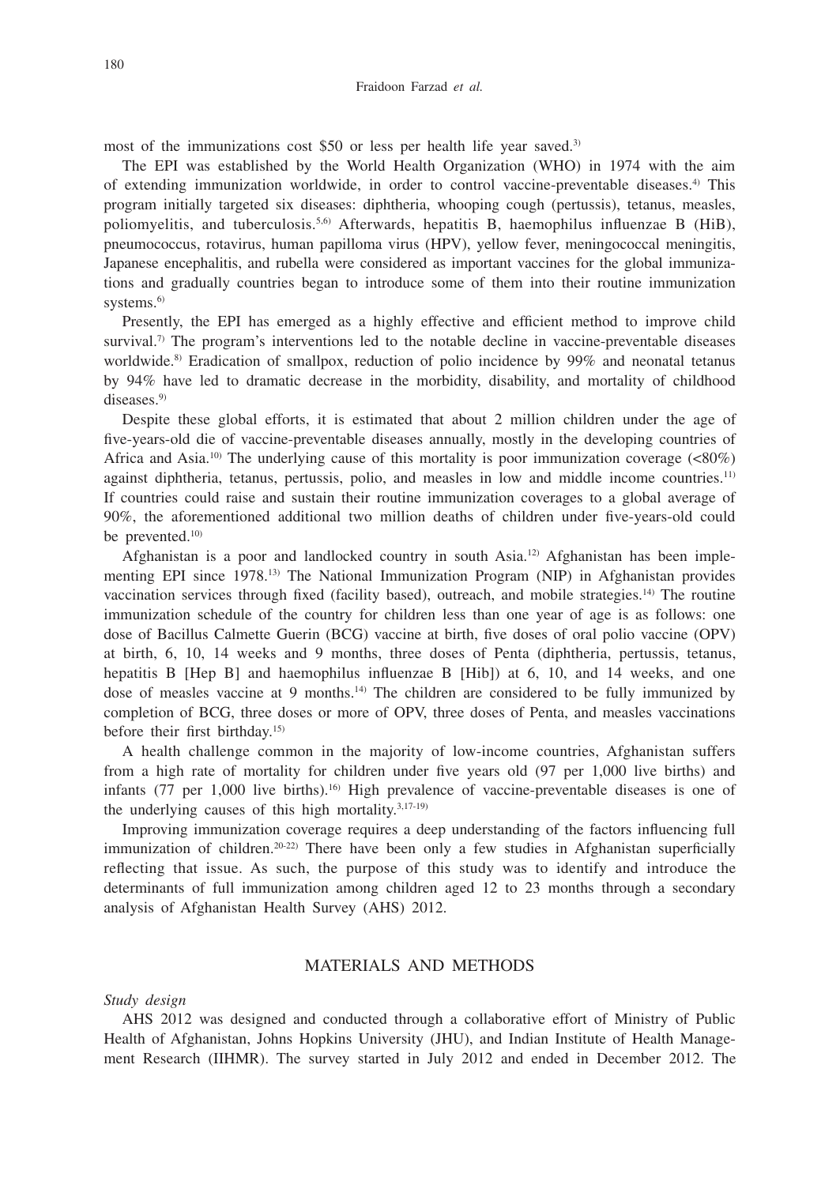most of the immunizations cost $50 or less per health life year saved.[3]

The EPI was established by the World Health Organization (WHO) in 1974 with the aim of extending immunization worldwide, in order to control vaccine-preventable diseases.[4] This program initially targeted six diseases: diphtheria, whooping cough (pertussis), tetanus, measles, poliomyelitis, and tuberculosis.[5,6] Afterwards, hepatitis B, haemophilus influenzae B (HiB), pneumococcus, rotavirus, human papilloma virus (HPV), yellow fever, meningococcal meningitis, Japanese encephalitis, and rubella were considered as important vaccines for the global immunizations and gradually countries began to introduce some of them into their routine immunization systems.[6]

Presently, the EPI has emerged as a highly effective and efficient method to improve child survival.[7] The program's interventions led to the notable decline in vaccine-preventable diseases worldwide.[8] Eradication of smallpox, reduction of polio incidence by 99% and neonatal tetanus by 94% have led to dramatic decrease in the morbidity, disability, and mortality of childhood diseases.[9]

Despite these global efforts, it is estimated that about 2 million children under the age of five-years-old die of vaccine-preventable diseases annually, mostly in the developing countries of Africa and Asia.[10] The underlying cause of this mortality is poor immunization coverage (<80%) against diphtheria, tetanus, pertussis, polio, and measles in low and middle income countries.[11] If countries could raise and sustain their routine immunization coverages to a global average of 90%, the aforementioned additional two million deaths of children under five-years-old could be prevented.[10]

Afghanistan is a poor and landlocked country in south Asia.[12] Afghanistan has been implementing EPI since 1978.[13] The National Immunization Program (NIP) in Afghanistan provides vaccination services through fixed (facility based), outreach, and mobile strategies.[14] The routine immunization schedule of the country for children less than one year of age is as follows: one dose of Bacillus Calmette Guerin (BCG) vaccine at birth, five doses of oral polio vaccine (OPV) at birth, 6, 10, 14 weeks and 9 months, three doses of Penta (diphtheria, pertussis, tetanus, hepatitis B [Hep B] and haemophilus influenzae B [Hib]) at 6, 10, and 14 weeks, and one dose of measles vaccine at 9 months.[14] The children are considered to be fully immunized by completion of BCG, three doses or more of OPV, three doses of Penta, and measles vaccinations before their first birthday.[15]

A health challenge common in the majority of low-income countries, Afghanistan suffers from a high rate of mortality for children under five years old (97 per 1,000 live births) and infants (77 per 1,000 live births).[16] High prevalence of vaccine-preventable diseases is one of the underlying causes of this high mortality.[3,17-19]

Improving immunization coverage requires a deep understanding of the factors influencing full immunization of children.[20-22] There have been only a few studies in Afghanistan superficially reflecting that issue. As such, the purpose of this study was to identify and introduce the determinants of full immunization among children aged 12 to 23 months through a secondary analysis of Afghanistan Health Survey (AHS) 2012.

## MATERIALS AND METHODS

*Study design*

AHS 2012 was designed and conducted through a collaborative effort of Ministry of Public Health of Afghanistan, Johns Hopkins University (JHU), and Indian Institute of Health Management Research (IIHMR). The survey started in July 2012 and ended in December 2012. The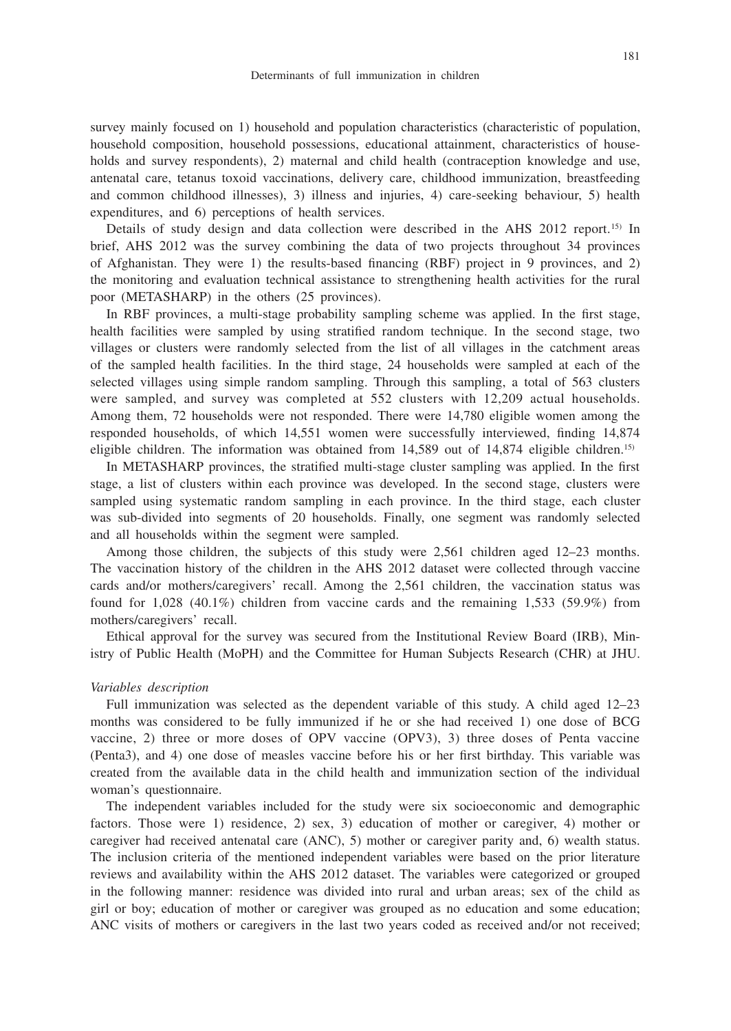survey mainly focused on 1) household and population characteristics (characteristic of population, household composition, household possessions, educational attainment, characteristics of households and survey respondents), 2) maternal and child health (contraception knowledge and use, antenatal care, tetanus toxoid vaccinations, delivery care, childhood immunization, breastfeeding and common childhood illnesses), 3) illness and injuries, 4) care-seeking behaviour, 5) health expenditures, and 6) perceptions of health services.

Details of study design and data collection were described in the AHS 2012 report.[15] In brief, AHS 2012 was the survey combining the data of two projects throughout 34 provinces of Afghanistan. They were 1) the results-based financing (RBF) project in 9 provinces, and 2) the monitoring and evaluation technical assistance to strengthening health activities for the rural poor (METASHARP) in the others (25 provinces).

In RBF provinces, a multi-stage probability sampling scheme was applied. In the first stage, health facilities were sampled by using stratified random technique. In the second stage, two villages or clusters were randomly selected from the list of all villages in the catchment areas of the sampled health facilities. In the third stage, 24 households were sampled at each of the selected villages using simple random sampling. Through this sampling, a total of 563 clusters were sampled, and survey was completed at 552 clusters with 12,209 actual households. Among them, 72 households were not responded. There were 14,780 eligible women among the responded households, of which 14,551 women were successfully interviewed, finding 14,874 eligible children. The information was obtained from 14,589 out of 14,874 eligible children.[15]

In METASHARP provinces, the stratified multi-stage cluster sampling was applied. In the first stage, a list of clusters within each province was developed. In the second stage, clusters were sampled using systematic random sampling in each province. In the third stage, each cluster was sub-divided into segments of 20 households. Finally, one segment was randomly selected and all households within the segment were sampled.

Among those children, the subjects of this study were 2,561 children aged 12–23 months. The vaccination history of the children in the AHS 2012 dataset were collected through vaccine cards and/or mothers/caregivers' recall. Among the 2,561 children, the vaccination status was found for 1,028 (40.1%) children from vaccine cards and the remaining 1,533 (59.9%) from mothers/caregivers' recall.

Ethical approval for the survey was secured from the Institutional Review Board (IRB), Ministry of Public Health (MoPH) and the Committee for Human Subjects Research (CHR) at JHU.

*Variables description*

Full immunization was selected as the dependent variable of this study. A child aged 12–23 months was considered to be fully immunized if he or she had received 1) one dose of BCG vaccine, 2) three or more doses of OPV vaccine (OPV3), 3) three doses of Penta vaccine (Penta3), and 4) one dose of measles vaccine before his or her first birthday. This variable was created from the available data in the child health and immunization section of the individual woman's questionnaire.

The independent variables included for the study were six socioeconomic and demographic factors. Those were 1) residence, 2) sex, 3) education of mother or caregiver, 4) mother or caregiver had received antenatal care (ANC), 5) mother or caregiver parity and, 6) wealth status. The inclusion criteria of the mentioned independent variables were based on the prior literature reviews and availability within the AHS 2012 dataset. The variables were categorized or grouped in the following manner: residence was divided into rural and urban areas; sex of the child as girl or boy; education of mother or caregiver was grouped as no education and some education; ANC visits of mothers or caregivers in the last two years coded as received and/or not received;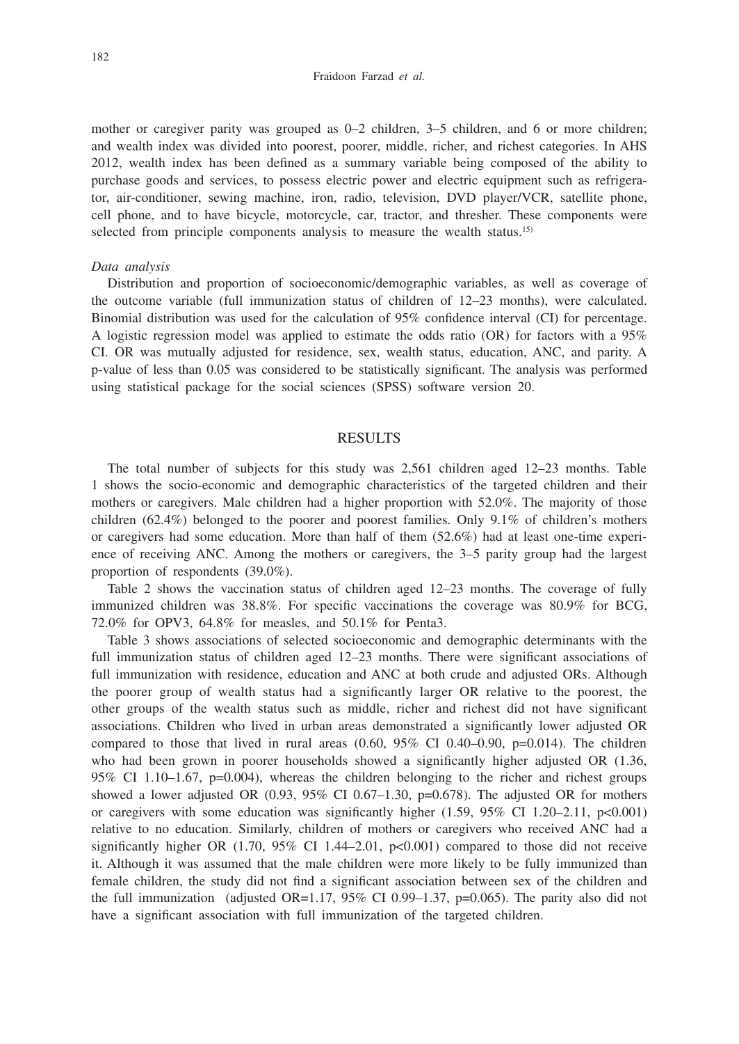mother or caregiver parity was grouped as 0–2 children, 3–5 children, and 6 or more children; and wealth index was divided into poorest, poorer, middle, richer, and richest categories. In AHS 2012, wealth index has been defined as a summary variable being composed of the ability to purchase goods and services, to possess electric power and electric equipment such as refrigerator, air-conditioner, sewing machine, iron, radio, television, DVD player/VCR, satellite phone, cell phone, and to have bicycle, motorcycle, car, tractor, and thresher. These components were selected from principle components analysis to measure the wealth status.[15]

*Data analysis*

Distribution and proportion of socioeconomic/demographic variables, as well as coverage of the outcome variable (full immunization status of children of 12–23 months), were calculated. Binomial distribution was used for the calculation of 95% confidence interval (CI) for percentage. A logistic regression model was applied to estimate the odds ratio (OR) for factors with a 95% CI. OR was mutually adjusted for residence, sex, wealth status, education, ANC, and parity. A p-value of less than 0.05 was considered to be statistically significant. The analysis was performed using statistical package for the social sciences (SPSS) software version 20.

## RESULTS

The total number of subjects for this study was 2,561 children aged 12–23 months. Table 1 shows the socio-economic and demographic characteristics of the targeted children and their mothers or caregivers. Male children had a higher proportion with 52.0%. The majority of those children (62.4%) belonged to the poorer and poorest families. Only 9.1% of children's mothers or caregivers had some education. More than half of them (52.6%) had at least one-time experience of receiving ANC. Among the mothers or caregivers, the 3–5 parity group had the largest proportion of respondents (39.0%).

Table 2 shows the vaccination status of children aged 12–23 months. The coverage of fully immunized children was 38.8%. For specific vaccinations the coverage was 80.9% for BCG, 72.0% for OPV3, 64.8% for measles, and 50.1% for Penta3.

Table 3 shows associations of selected socioeconomic and demographic determinants with the full immunization status of children aged 12–23 months. There were significant associations of full immunization with residence, education and ANC at both crude and adjusted ORs. Although the poorer group of wealth status had a significantly larger OR relative to the poorest, the other groups of the wealth status such as middle, richer and richest did not have significant associations. Children who lived in urban areas demonstrated a significantly lower adjusted OR compared to those that lived in rural areas (0.60, 95% CI 0.40–0.90, p=0.014). The children who had been grown in poorer households showed a significantly higher adjusted OR (1.36, 95% CI 1.10–1.67, p=0.004), whereas the children belonging to the richer and richest groups showed a lower adjusted OR (0.93, 95% CI 0.67–1.30, p=0.678). The adjusted OR for mothers or caregivers with some education was significantly higher (1.59, 95% CI 1.20–2.11, p<0.001) relative to no education. Similarly, children of mothers or caregivers who received ANC had a significantly higher OR (1.70, 95% CI 1.44–2.01, p<0.001) compared to those did not receive it. Although it was assumed that the male children were more likely to be fully immunized than female children, the study did not find a significant association between sex of the children and the full immunization (adjusted OR=1.17, 95% CI 0.99–1.37, p=0.065). The parity also did not have a significant association with full immunization of the targeted children.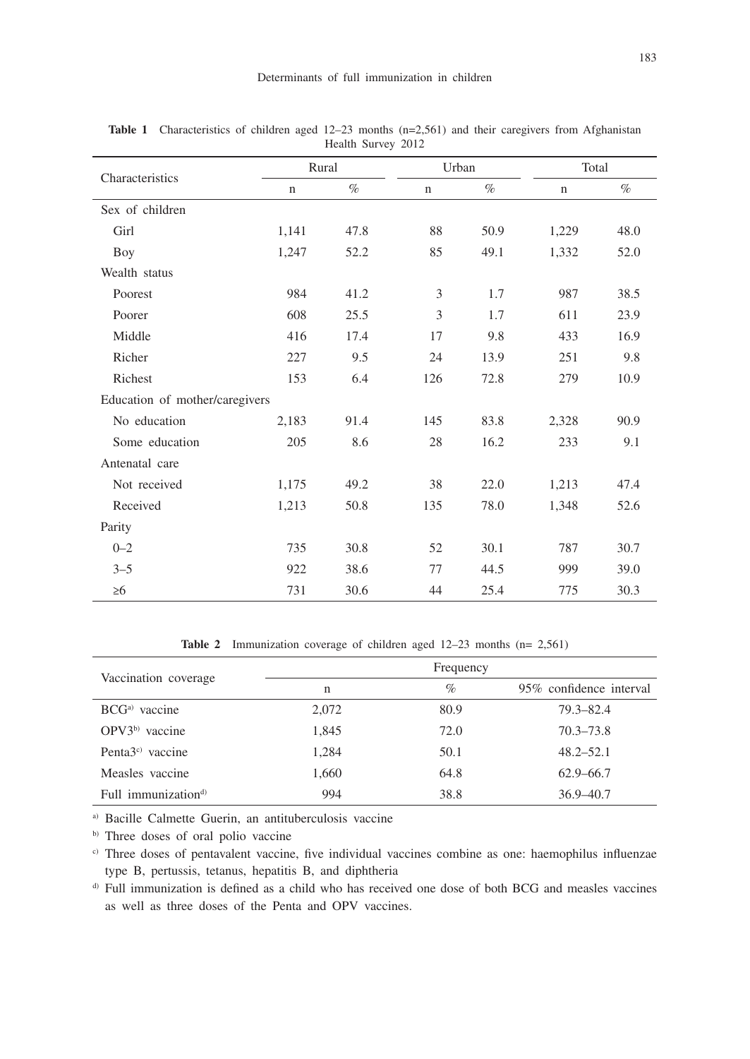**Table 1** Characteristics of children aged 12–23 months (n=2,561) and their caregivers from Afghanistan Health Survey 2012

| Characteristics | Rural | | Urban | | Total | |
|---|---|---|---|---|---|---|
| | n | % | n | % | n | % |
| Sex of children | | | | | | |
| Girl | 1,141 | 47.8 | 88 | 50.9 | 1,229 | 48.0 |
| Boy | 1,247 | 52.2 | 85 | 49.1 | 1,332 | 52.0 |
| Wealth status | | | | | | |
| Poorest | 984 | 41.2 | 3 | 1.7 | 987 | 38.5 |
| Poorer | 608 | 25.5 | 3 | 1.7 | 611 | 23.9 |
| Middle | 416 | 17.4 | 17 | 9.8 | 433 | 16.9 |
| Richer | 227 | 9.5 | 24 | 13.9 | 251 | 9.8 |
| Richest | 153 | 6.4 | 126 | 72.8 | 279 | 10.9 |
| Education of mother/caregivers | | | | | | |
| No education | 2,183 | 91.4 | 145 | 83.8 | 2,328 | 90.9 |
| Some education | 205 | 8.6 | 28 | 16.2 | 233 | 9.1 |
| Antenatal care | | | | | | |
| Not received | 1,175 | 49.2 | 38 | 22.0 | 1,213 | 47.4 |
| Received | 1,213 | 50.8 | 135 | 78.0 | 1,348 | 52.6 |
| Parity | | | | | | |
| 0–2 | 735 | 30.8 | 52 | 30.1 | 787 | 30.7 |
| 3–5 | 922 | 38.6 | 77 | 44.5 | 999 | 39.0 |
| ≥6 | 731 | 30.6 | 44 | 25.4 | 775 | 30.3 |

**Table 2** Immunization coverage of children aged 12–23 months (n= 2,561)

| Vaccination coverage | Frequency | | |
|---|---|---|---|
| | n | % | 95% confidence interval |
| BCG[a] vaccine | 2,072 | 80.9 | 79.3–82.4 |
| OPV3[b] vaccine | 1,845 | 72.0 | 70.3–73.8 |
| Penta3[c] vaccine | 1,284 | 50.1 | 48.2–52.1 |
| Measles vaccine | 1,660 | 64.8 | 62.9–66.7 |
| Full immunization[d] | 994 | 38.8 | 36.9–40.7 |

[a] Bacille Calmette Guerin, an antituberculosis vaccine

[b] Three doses of oral polio vaccine

[c] Three doses of pentavalent vaccine, five individual vaccines combine as one: haemophilus influenzae type B, pertussis, tetanus, hepatitis B, and diphtheria

[d] Full immunization is defined as a child who has received one dose of both BCG and measles vaccines as well as three doses of the Penta and OPV vaccines.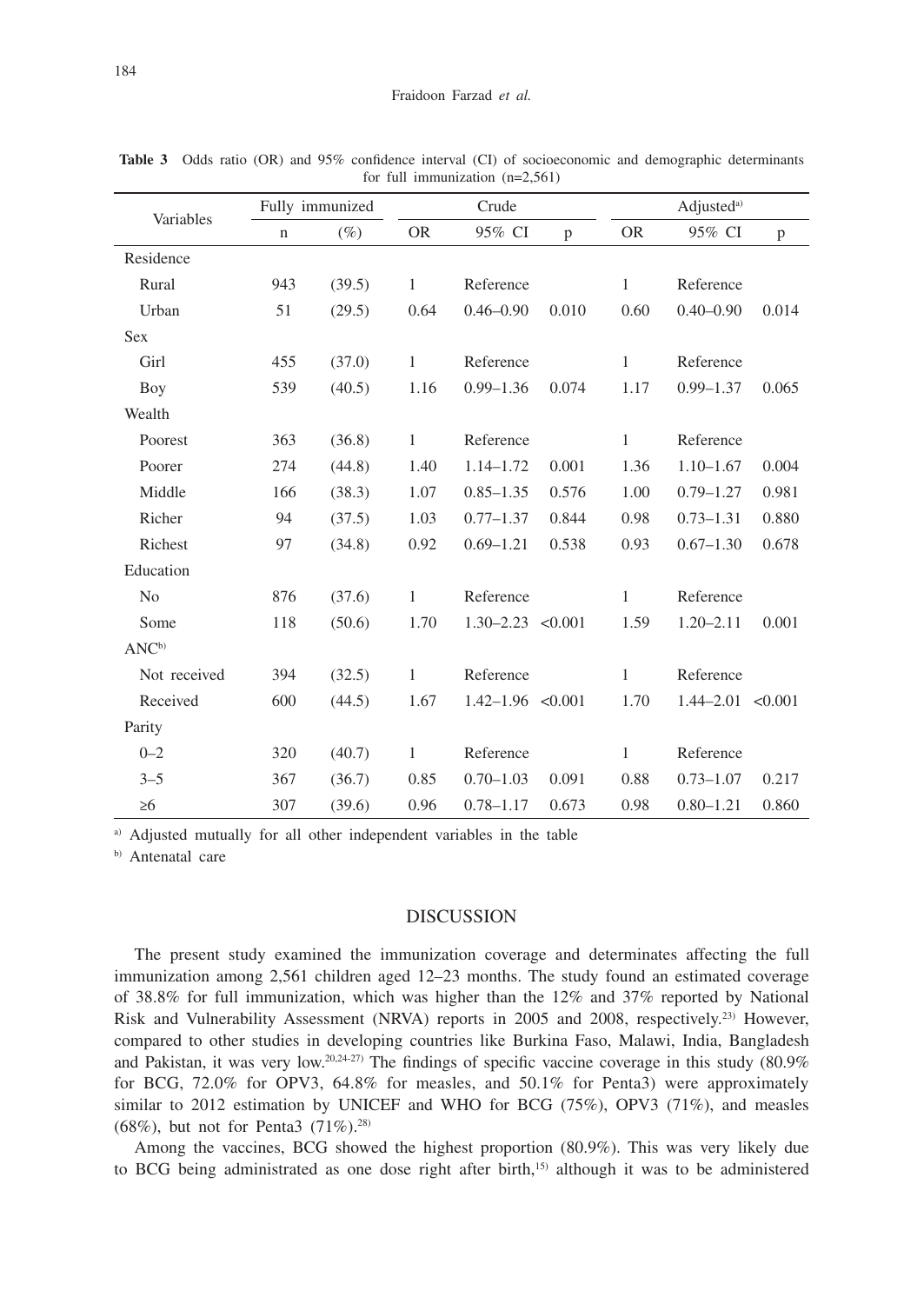**Table 3** Odds ratio (OR) and 95% confidence interval (CI) of socioeconomic and demographic determinants for full immunization (n=2,561)

| Variables | Fully immunized | | Crude | | | Adjusted[a] | | |
|---|---|---|---|---|---|---|---|---|
| | n | (%) | OR | 95% CI | p | OR | 95% CI | p |
| Residence | | | | | | | | |
| Rural | 943 | (39.5) | 1 | Reference | | 1 | Reference | |
| Urban | 51 | (29.5) | 0.64 | 0.46–0.90 | 0.010 | 0.60 | 0.40–0.90 | 0.014 |
| Sex | | | | | | | | |
| Girl | 455 | (37.0) | 1 | Reference | | 1 | Reference | |
| Boy | 539 | (40.5) | 1.16 | 0.99–1.36 | 0.074 | 1.17 | 0.99–1.37 | 0.065 |
| Wealth | | | | | | | | |
| Poorest | 363 | (36.8) | 1 | Reference | | 1 | Reference | |
| Poorer | 274 | (44.8) | 1.40 | 1.14–1.72 | 0.001 | 1.36 | 1.10–1.67 | 0.004 |
| Middle | 166 | (38.3) | 1.07 | 0.85–1.35 | 0.576 | 1.00 | 0.79–1.27 | 0.981 |
| Richer | 94 | (37.5) | 1.03 | 0.77–1.37 | 0.844 | 0.98 | 0.73–1.31 | 0.880 |
| Richest | 97 | (34.8) | 0.92 | 0.69–1.21 | 0.538 | 0.93 | 0.67–1.30 | 0.678 |
| Education | | | | | | | | |
| No | 876 | (37.6) | 1 | Reference | | 1 | Reference | |
| Some | 118 | (50.6) | 1.70 | 1.30–2.23 | <0.001 | 1.59 | 1.20–2.11 | 0.001 |
| ANC[b] | | | | | | | | |
| Not received | 394 | (32.5) | 1 | Reference | | 1 | Reference | |
| Received | 600 | (44.5) | 1.67 | 1.42–1.96 | <0.001 | 1.70 | 1.44–2.01 | <0.001 |
| Parity | | | | | | | | |
| 0–2 | 320 | (40.7) | 1 | Reference | | 1 | Reference | |
| 3–5 | 367 | (36.7) | 0.85 | 0.70–1.03 | 0.091 | 0.88 | 0.73–1.07 | 0.217 |
| ≥6 | 307 | (39.6) | 0.96 | 0.78–1.17 | 0.673 | 0.98 | 0.80–1.21 | 0.860 |

[a] Adjusted mutually for all other independent variables in the table

[b] Antenatal care

## DISCUSSION

The present study examined the immunization coverage and determinates affecting the full immunization among 2,561 children aged 12–23 months. The study found an estimated coverage of 38.8% for full immunization, which was higher than the 12% and 37% reported by National Risk and Vulnerability Assessment (NRVA) reports in 2005 and 2008, respectively.[23] However, compared to other studies in developing countries like Burkina Faso, Malawi, India, Bangladesh and Pakistan, it was very low.[20,24-27] The findings of specific vaccine coverage in this study (80.9% for BCG, 72.0% for OPV3, 64.8% for measles, and 50.1% for Penta3) were approximately similar to 2012 estimation by UNICEF and WHO for BCG (75%), OPV3 (71%), and measles (68%), but not for Penta3 (71%).[28]

Among the vaccines, BCG showed the highest proportion (80.9%). This was very likely due to BCG being administrated as one dose right after birth,[15] although it was to be administered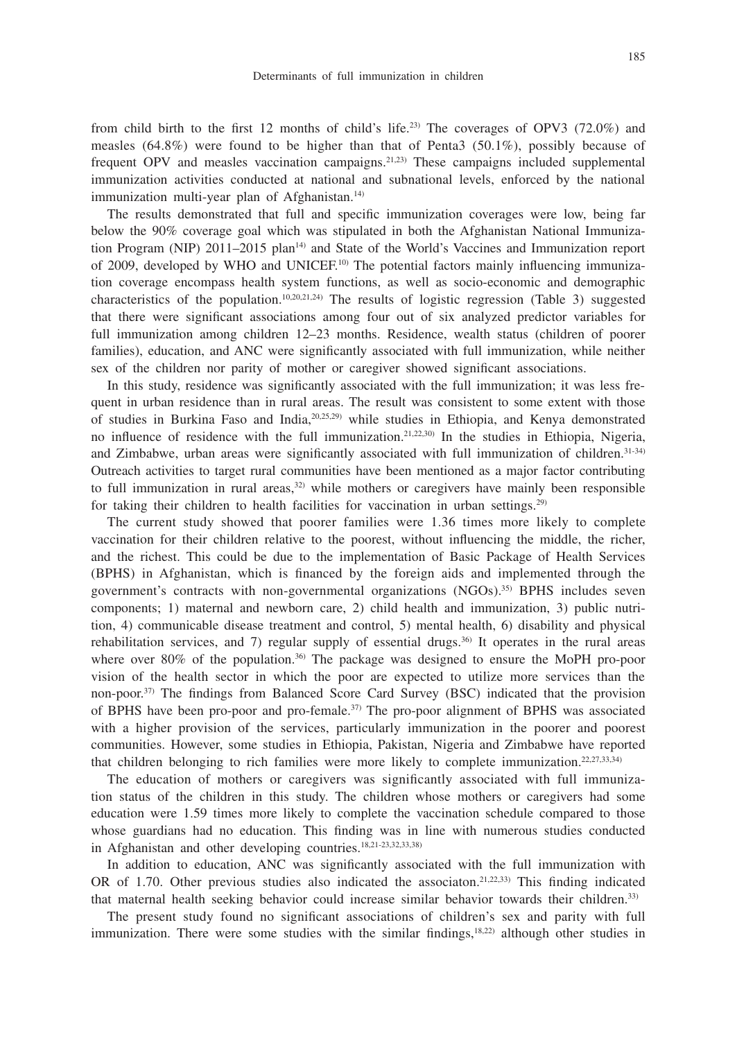from child birth to the first 12 months of child's life.[23] The coverages of OPV3 (72.0%) and measles (64.8%) were found to be higher than that of Penta3 (50.1%), possibly because of frequent OPV and measles vaccination campaigns.[21,23] These campaigns included supplemental immunization activities conducted at national and subnational levels, enforced by the national immunization multi-year plan of Afghanistan.[14]

The results demonstrated that full and specific immunization coverages were low, being far below the 90% coverage goal which was stipulated in both the Afghanistan National Immunization Program (NIP) 2011–2015 plan[14] and State of the World's Vaccines and Immunization report of 2009, developed by WHO and UNICEF.[10] The potential factors mainly influencing immunization coverage encompass health system functions, as well as socio-economic and demographic characteristics of the population.[10,20,21,24] The results of logistic regression (Table 3) suggested that there were significant associations among four out of six analyzed predictor variables for full immunization among children 12–23 months. Residence, wealth status (children of poorer families), education, and ANC were significantly associated with full immunization, while neither sex of the children nor parity of mother or caregiver showed significant associations.

In this study, residence was significantly associated with the full immunization; it was less frequent in urban residence than in rural areas. The result was consistent to some extent with those of studies in Burkina Faso and India,[20,25,29] while studies in Ethiopia, and Kenya demonstrated no influence of residence with the full immunization.[21,22,30] In the studies in Ethiopia, Nigeria, and Zimbabwe, urban areas were significantly associated with full immunization of children.[31-34] Outreach activities to target rural communities have been mentioned as a major factor contributing to full immunization in rural areas,[32] while mothers or caregivers have mainly been responsible for taking their children to health facilities for vaccination in urban settings.[29]

The current study showed that poorer families were 1.36 times more likely to complete vaccination for their children relative to the poorest, without influencing the middle, the richer, and the richest. This could be due to the implementation of Basic Package of Health Services (BPHS) in Afghanistan, which is financed by the foreign aids and implemented through the government's contracts with non-governmental organizations (NGOs).[35] BPHS includes seven components; 1) maternal and newborn care, 2) child health and immunization, 3) public nutrition, 4) communicable disease treatment and control, 5) mental health, 6) disability and physical rehabilitation services, and 7) regular supply of essential drugs.[36] It operates in the rural areas where over 80% of the population.[36] The package was designed to ensure the MoPH pro-poor vision of the health sector in which the poor are expected to utilize more services than the non-poor.[37] The findings from Balanced Score Card Survey (BSC) indicated that the provision of BPHS have been pro-poor and pro-female.[37] The pro-poor alignment of BPHS was associated with a higher provision of the services, particularly immunization in the poorer and poorest communities. However, some studies in Ethiopia, Pakistan, Nigeria and Zimbabwe have reported that children belonging to rich families were more likely to complete immunization.[22,27,33,34]

The education of mothers or caregivers was significantly associated with full immunization status of the children in this study. The children whose mothers or caregivers had some education were 1.59 times more likely to complete the vaccination schedule compared to those whose guardians had no education. This finding was in line with numerous studies conducted in Afghanistan and other developing countries.[18,21-23,32,33,38]

In addition to education, ANC was significantly associated with the full immunization with OR of 1.70. Other previous studies also indicated the associaton.[21,22,33] This finding indicated that maternal health seeking behavior could increase similar behavior towards their children.[33]

The present study found no significant associations of children's sex and parity with full immunization. There were some studies with the similar findings,[18,22] although other studies in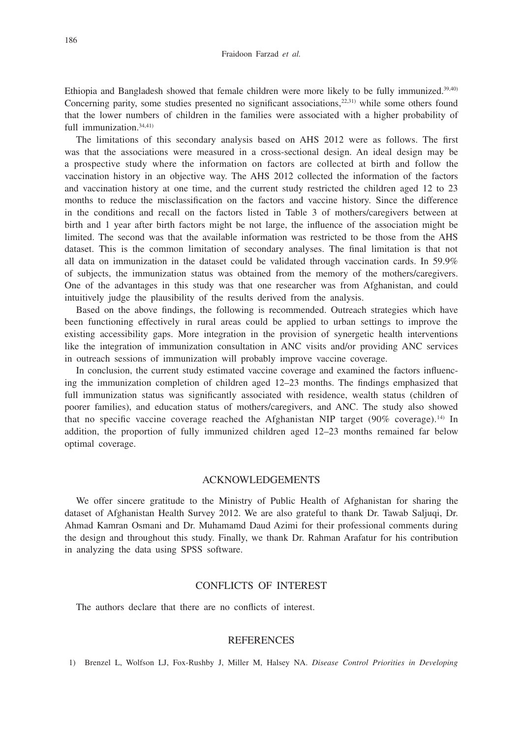Ethiopia and Bangladesh showed that female children were more likely to be fully immunized.[39,40) Concerning parity, some studies presented no significant associations,[22,31) while some others found that the lower numbers of children in the families were associated with a higher probability of full immunization.[34,41)

The limitations of this secondary analysis based on AHS 2012 were as follows. The first was that the associations were measured in a cross-sectional design. An ideal design may be a prospective study where the information on factors are collected at birth and follow the vaccination history in an objective way. The AHS 2012 collected the information of the factors and vaccination history at one time, and the current study restricted the children aged 12 to 23 months to reduce the misclassification on the factors and vaccine history. Since the difference in the conditions and recall on the factors listed in Table 3 of mothers/caregivers between at birth and 1 year after birth factors might be not large, the influence of the association might be limited. The second was that the available information was restricted to be those from the AHS dataset. This is the common limitation of secondary analyses. The final limitation is that not all data on immunization in the dataset could be validated through vaccination cards. In 59.9% of subjects, the immunization status was obtained from the memory of the mothers/caregivers. One of the advantages in this study was that one researcher was from Afghanistan, and could intuitively judge the plausibility of the results derived from the analysis.

Based on the above findings, the following is recommended. Outreach strategies which have been functioning effectively in rural areas could be applied to urban settings to improve the existing accessibility gaps. More integration in the provision of synergetic health interventions like the integration of immunization consultation in ANC visits and/or providing ANC services in outreach sessions of immunization will probably improve vaccine coverage.

In conclusion, the current study estimated vaccine coverage and examined the factors influencing the immunization completion of children aged 12–23 months. The findings emphasized that full immunization status was significantly associated with residence, wealth status (children of poorer families), and education status of mothers/caregivers, and ANC. The study also showed that no specific vaccine coverage reached the Afghanistan NIP target (90% coverage).[14) In addition, the proportion of fully immunized children aged 12–23 months remained far below optimal coverage.

## ACKNOWLEDGEMENTS

We offer sincere gratitude to the Ministry of Public Health of Afghanistan for sharing the dataset of Afghanistan Health Survey 2012. We are also grateful to thank Dr. Tawab Saljuqi, Dr. Ahmad Kamran Osmani and Dr. Muhamamd Daud Azimi for their professional comments during the design and throughout this study. Finally, we thank Dr. Rahman Arafatur for his contribution in analyzing the data using SPSS software.

## CONFLICTS OF INTEREST

The authors declare that there are no conflicts of interest.

## REFERENCES

1) Brenzel L, Wolfson LJ, Fox-Rushby J, Miller M, Halsey NA. *Disease Control Priorities in Developing*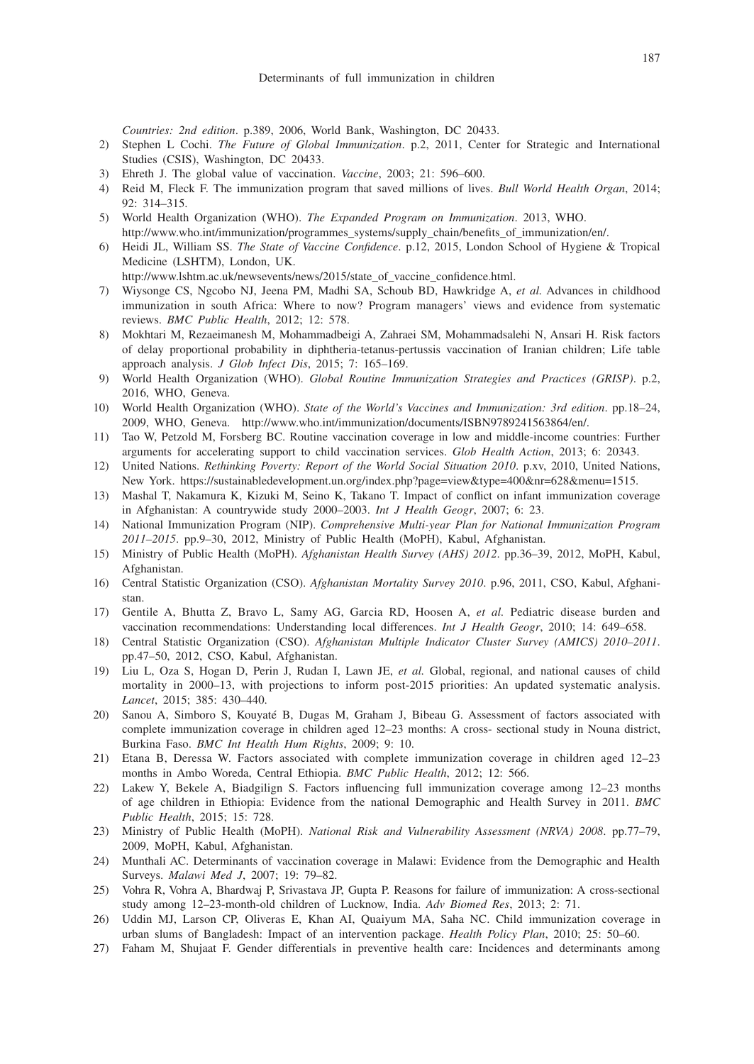*Countries: 2nd edition*. p.389, 2006, World Bank, Washington, DC 20433.

2) Stephen L Cochi. *The Future of Global Immunization*. p.2, 2011, Center for Strategic and International Studies (CSIS), Washington, DC 20433.
3) Ehreth J. The global value of vaccination. *Vaccine*, 2003; 21: 596–600.
4) Reid M, Fleck F. The immunization program that saved millions of lives. *Bull World Health Organ*, 2014; 92: 314–315.
5) World Health Organization (WHO). *The Expanded Program on Immunization*. 2013, WHO. http://www.who.int/immunization/programmes_systems/supply_chain/benefits_of_immunization/en/.
6) Heidi JL, William SS. *The State of Vaccine Confidence*. p.12, 2015, London School of Hygiene & Tropical Medicine (LSHTM), London, UK. http://www.lshtm.ac.uk/newsevents/news/2015/state_of_vaccine_confidence.html.
7) Wiysonge CS, Ngcobo NJ, Jeena PM, Madhi SA, Schoub BD, Hawkridge A, *et al.* Advances in childhood immunization in south Africa: Where to now? Program managers' views and evidence from systematic reviews. *BMC Public Health*, 2012; 12: 578.
8) Mokhtari M, Rezaeimanesh M, Mohammadbeigi A, Zahraei SM, Mohammadsalehi N, Ansari H. Risk factors of delay proportional probability in diphtheria-tetanus-pertussis vaccination of Iranian children; Life table approach analysis. *J Glob Infect Dis*, 2015; 7: 165–169.
9) World Health Organization (WHO). *Global Routine Immunization Strategies and Practices (GRISP)*. p.2, 2016, WHO, Geneva.
10) World Health Organization (WHO). *State of the World's Vaccines and Immunization: 3rd edition*. pp.18–24, 2009, WHO, Geneva. http://www.who.int/immunization/documents/ISBN9789241563864/en/.
11) Tao W, Petzold M, Forsberg BC. Routine vaccination coverage in low and middle-income countries: Further arguments for accelerating support to child vaccination services. *Glob Health Action*, 2013; 6: 20343.
12) United Nations. *Rethinking Poverty: Report of the World Social Situation 2010*. p.xv, 2010, United Nations, New York. https://sustainabledevelopment.un.org/index.php?page=view&type=400&nr=628&menu=1515.
13) Mashal T, Nakamura K, Kizuki M, Seino K, Takano T. Impact of conflict on infant immunization coverage in Afghanistan: A countrywide study 2000–2003. *Int J Health Geogr*, 2007; 6: 23.
14) National Immunization Program (NIP). *Comprehensive Multi-year Plan for National Immunization Program 2011–2015*. pp.9–30, 2012, Ministry of Public Health (MoPH), Kabul, Afghanistan.
15) Ministry of Public Health (MoPH). *Afghanistan Health Survey (AHS) 2012*. pp.36–39, 2012, MoPH, Kabul, Afghanistan.
16) Central Statistic Organization (CSO). *Afghanistan Mortality Survey 2010*. p.96, 2011, CSO, Kabul, Afghanistan.
17) Gentile A, Bhutta Z, Bravo L, Samy AG, Garcia RD, Hoosen A, *et al.* Pediatric disease burden and vaccination recommendations: Understanding local differences. *Int J Health Geogr*, 2010; 14: 649–658.
18) Central Statistic Organization (CSO). *Afghanistan Multiple Indicator Cluster Survey (AMICS) 2010–2011*. pp.47–50, 2012, CSO, Kabul, Afghanistan.
19) Liu L, Oza S, Hogan D, Perin J, Rudan I, Lawn JE, *et al.* Global, regional, and national causes of child mortality in 2000–13, with projections to inform post-2015 priorities: An updated systematic analysis. *Lancet*, 2015; 385: 430–440.
20) Sanou A, Simboro S, Kouyaté B, Dugas M, Graham J, Bibeau G. Assessment of factors associated with complete immunization coverage in children aged 12–23 months: A cross- sectional study in Nouna district, Burkina Faso. *BMC Int Health Hum Rights*, 2009; 9: 10.
21) Etana B, Deressa W. Factors associated with complete immunization coverage in children aged 12–23 months in Ambo Woreda, Central Ethiopia. *BMC Public Health*, 2012; 12: 566.
22) Lakew Y, Bekele A, Biadgilign S. Factors influencing full immunization coverage among 12–23 months of age children in Ethiopia: Evidence from the national Demographic and Health Survey in 2011. *BMC Public Health*, 2015; 15: 728.
23) Ministry of Public Health (MoPH). *National Risk and Vulnerability Assessment (NRVA) 2008*. pp.77–79, 2009, MoPH, Kabul, Afghanistan.
24) Munthali AC. Determinants of vaccination coverage in Malawi: Evidence from the Demographic and Health Surveys. *Malawi Med J*, 2007; 19: 79–82.
25) Vohra R, Vohra A, Bhardwaj P, Srivastava JP, Gupta P. Reasons for failure of immunization: A cross-sectional study among 12–23-month-old children of Lucknow, India. *Adv Biomed Res*, 2013; 2: 71.
26) Uddin MJ, Larson CP, Oliveras E, Khan AI, Quaiyum MA, Saha NC. Child immunization coverage in urban slums of Bangladesh: Impact of an intervention package. *Health Policy Plan*, 2010; 25: 50–60.
27) Faham M, Shujaat F. Gender differentials in preventive health care: Incidences and determinants among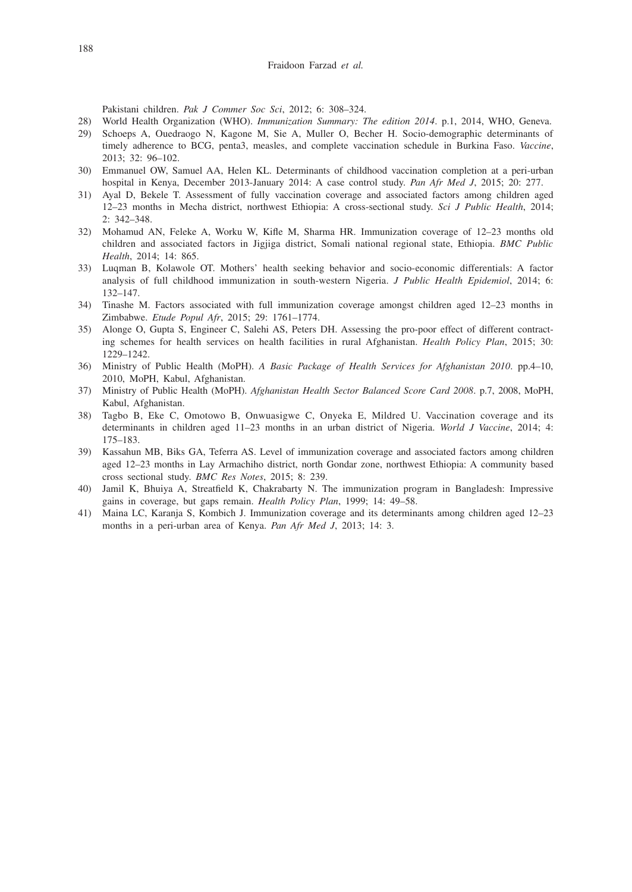Pakistani children. *Pak J Commer Soc Sci*, 2012; 6: 308–324.

28) World Health Organization (WHO). *Immunization Summary: The edition 2014*. p.1, 2014, WHO, Geneva.
29) Schoeps A, Ouedraogo N, Kagone M, Sie A, Muller O, Becher H. Socio-demographic determinants of timely adherence to BCG, penta3, measles, and complete vaccination schedule in Burkina Faso. *Vaccine*, 2013; 32: 96–102.
30) Emmanuel OW, Samuel AA, Helen KL. Determinants of childhood vaccination completion at a peri-urban hospital in Kenya, December 2013-January 2014: A case control study. *Pan Afr Med J*, 2015; 20: 277.
31) Ayal D, Bekele T. Assessment of fully vaccination coverage and associated factors among children aged 12–23 months in Mecha district, northwest Ethiopia: A cross-sectional study. *Sci J Public Health*, 2014; 2: 342–348.
32) Mohamud AN, Feleke A, Worku W, Kifle M, Sharma HR. Immunization coverage of 12–23 months old children and associated factors in Jigjiga district, Somali national regional state, Ethiopia. *BMC Public Health*, 2014; 14: 865.
33) Luqman B, Kolawole OT. Mothers' health seeking behavior and socio-economic differentials: A factor analysis of full childhood immunization in south-western Nigeria. *J Public Health Epidemiol*, 2014; 6: 132–147.
34) Tinashe M. Factors associated with full immunization coverage amongst children aged 12–23 months in Zimbabwe. *Etude Popul Afr*, 2015; 29: 1761–1774.
35) Alonge O, Gupta S, Engineer C, Salehi AS, Peters DH. Assessing the pro-poor effect of different contracting schemes for health services on health facilities in rural Afghanistan. *Health Policy Plan*, 2015; 30: 1229–1242.
36) Ministry of Public Health (MoPH). *A Basic Package of Health Services for Afghanistan 2010*. pp.4–10, 2010, MoPH, Kabul, Afghanistan.
37) Ministry of Public Health (MoPH). *Afghanistan Health Sector Balanced Score Card 2008*. p.7, 2008, MoPH, Kabul, Afghanistan.
38) Tagbo B, Eke C, Omotowo B, Onwuasigwe C, Onyeka E, Mildred U. Vaccination coverage and its determinants in children aged 11–23 months in an urban district of Nigeria. *World J Vaccine*, 2014; 4: 175–183.
39) Kassahun MB, Biks GA, Teferra AS. Level of immunization coverage and associated factors among children aged 12–23 months in Lay Armachiho district, north Gondar zone, northwest Ethiopia: A community based cross sectional study. *BMC Res Notes*, 2015; 8: 239.
40) Jamil K, Bhuiya A, Streatfield K, Chakrabarty N. The immunization program in Bangladesh: Impressive gains in coverage, but gaps remain. *Health Policy Plan*, 1999; 14: 49–58.
41) Maina LC, Karanja S, Kombich J. Immunization coverage and its determinants among children aged 12–23 months in a peri-urban area of Kenya. *Pan Afr Med J*, 2013; 14: 3.